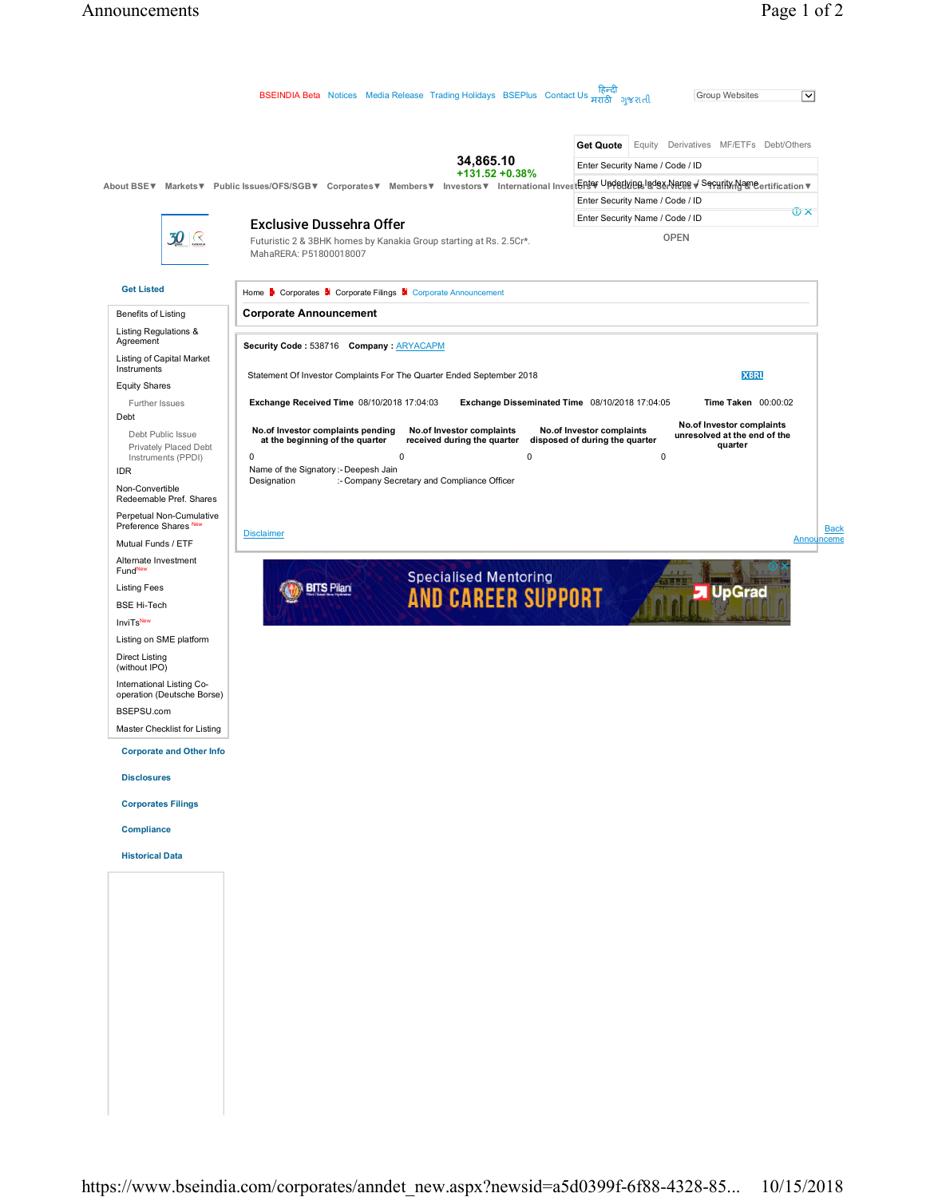BSEINDIA Beta Notices Media Release Trading Holidays BSEPlus Contact Us हिन्दी मराठी ગુજરાતી Group Websites

34,865.10
+131.52 +0.38%

About BSE▼ Markets▼ Public Issues/OFS/SGB▼ Corporates▼ Members▼ Investors▼ International Investors▼ Products & Services▼ Training & Certification▼

Get Quote | Equity | Derivatives | MF/ETFs | Debt/Others

Enter Security Name / Code / ID

Enter Underlying Index Name / Security Name

Enter Security Name / Code / ID

Enter Security Name / Code / ID

OPEN

**Exclusive Dussehra Offer**

Futuristic 2 & 3BHK homes by Kanakia Group starting at Rs. 2.5Cr*. MahaRERA: P51800018007

**Get Listed**

- Benefits of Listing
- Listing Regulations & Agreement
- Listing of Capital Market Instruments
- Equity Shares
  - Further Issues
- Debt
  - Debt Public Issue
  - Privately Placed Debt Instruments (PPDI)
- IDR
- Non-Convertible Redeemable Pref. Shares
- Perpetual Non-Cumulative Preference Shares New
- Mutual Funds / ETF
- Alternate Investment Fund New
- Listing Fees
- BSE Hi-Tech
- InviTs New
- Listing on SME platform
- Direct Listing (without IPO)
- International Listing Co-operation (Deutsche Borse)
- BSEPSU.com
- Master Checklist for Listing

**Corporate and Other Info**

**Disclosures**

**Corporates Filings**

**Compliance**

**Historical Data**

Home > Corporates > Corporate Filings > Corporate Announcement

## Corporate Announcement

**Security Code :** 538716 **Company :** ARYACAPM

Statement Of Investor Complaints For The Quarter Ended September 2018 XBRL

**Exchange Received Time** 08/10/2018 17:04:03 **Exchange Disseminated Time** 08/10/2018 17:04:05 **Time Taken** 00:00:02

| No.of Investor complaints pending at the beginning of the quarter | No.of Investor complaints received during the quarter | No.of Investor complaints disposed of during the quarter | No.of Investor complaints unresolved at the end of the quarter |
|---|---|---|---|
| 0 | 0 | 0 | 0 |

Name of the Signatory :- Deepesh Jain
Designation :- Company Secretary and Compliance Officer

Disclaimer

Back Announceme

BITS Pilani Specialised Mentoring AND CAREER SUPPORT UpGrad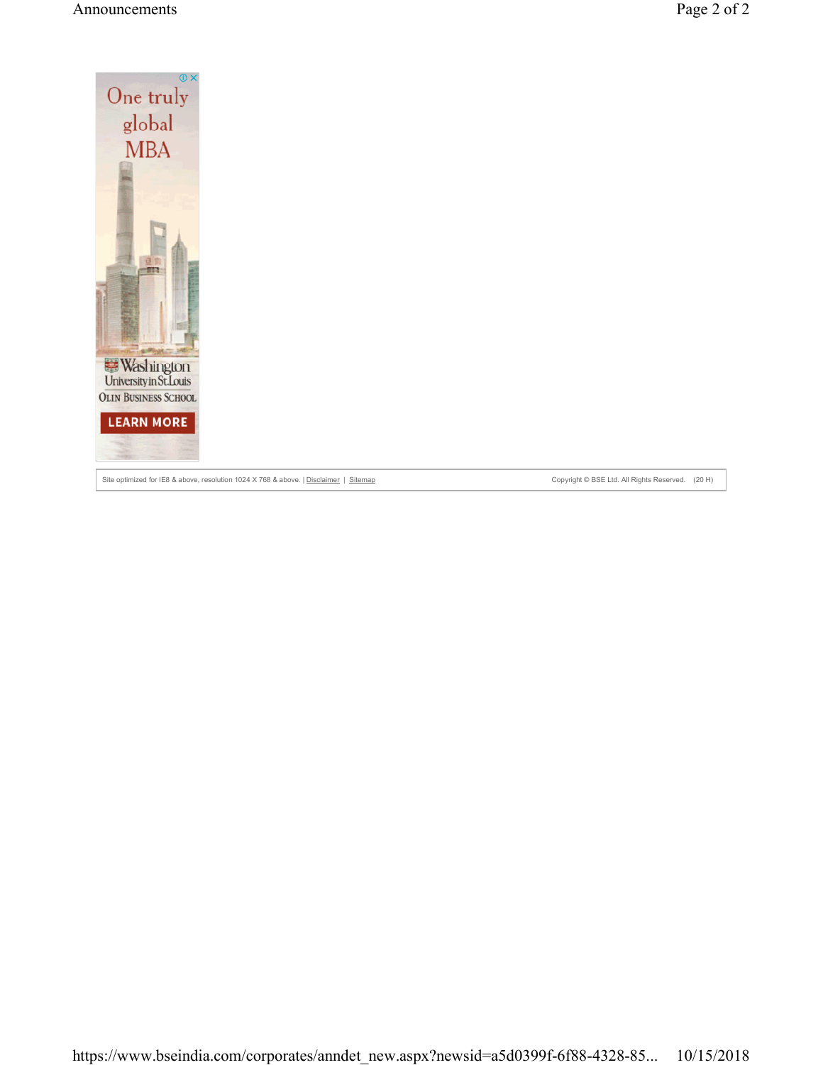One truly global MBA

Washington University in St. Louis

Olin Business School

LEARN MORE

Site optimized for IE8 & above, resolution 1024 X 768 & above. | Disclaimer | Sitemap

Copyright © BSE Ltd. All Rights Reserved. (20 H)